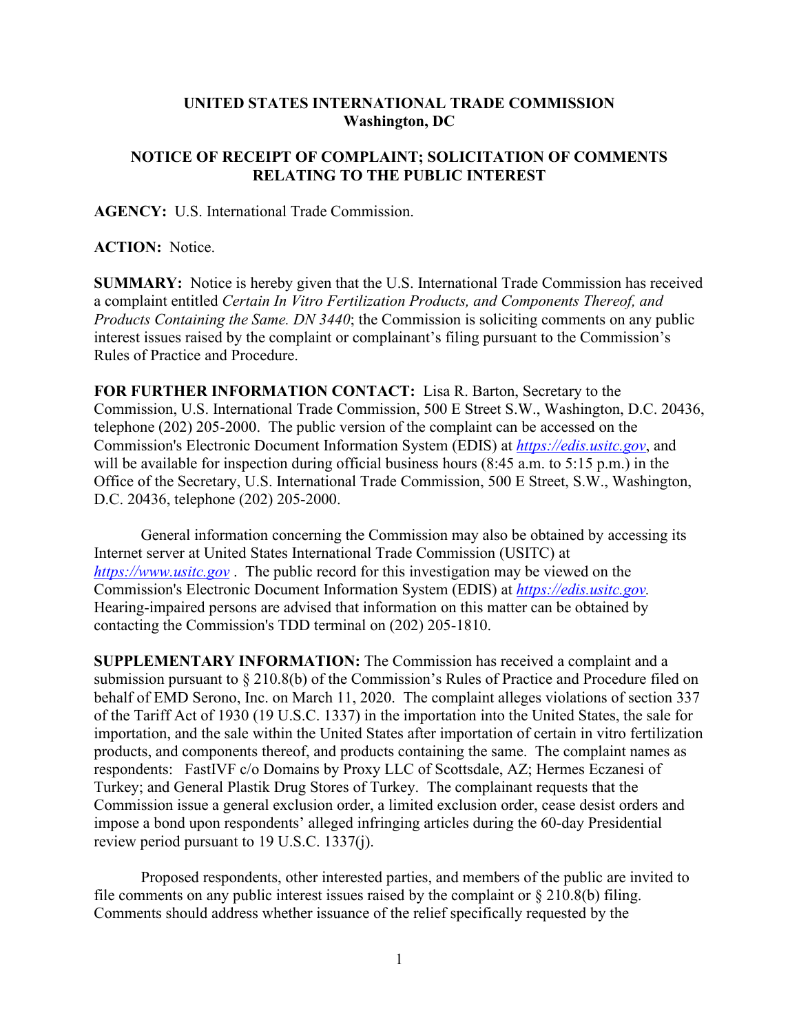**UNITED STATES INTERNATIONAL TRADE COMMISSION**
**Washington, DC**

**NOTICE OF RECEIPT OF COMPLAINT; SOLICITATION OF COMMENTS RELATING TO THE PUBLIC INTEREST**

**AGENCY:** U.S. International Trade Commission.

**ACTION:** Notice.

**SUMMARY:** Notice is hereby given that the U.S. International Trade Commission has received a complaint entitled *Certain In Vitro Fertilization Products, and Components Thereof, and Products Containing the Same. DN 3440*; the Commission is soliciting comments on any public interest issues raised by the complaint or complainant's filing pursuant to the Commission's Rules of Practice and Procedure.

**FOR FURTHER INFORMATION CONTACT:** Lisa R. Barton, Secretary to the Commission, U.S. International Trade Commission, 500 E Street S.W., Washington, D.C. 20436, telephone (202) 205-2000. The public version of the complaint can be accessed on the Commission's Electronic Document Information System (EDIS) at *https://edis.usitc.gov*, and will be available for inspection during official business hours (8:45 a.m. to 5:15 p.m.) in the Office of the Secretary, U.S. International Trade Commission, 500 E Street, S.W., Washington, D.C. 20436, telephone (202) 205-2000.

General information concerning the Commission may also be obtained by accessing its Internet server at United States International Trade Commission (USITC) at *https://www.usitc.gov* . The public record for this investigation may be viewed on the Commission's Electronic Document Information System (EDIS) at *https://edis.usitc.gov.* Hearing-impaired persons are advised that information on this matter can be obtained by contacting the Commission's TDD terminal on (202) 205-1810.

**SUPPLEMENTARY INFORMATION:** The Commission has received a complaint and a submission pursuant to § 210.8(b) of the Commission's Rules of Practice and Procedure filed on behalf of EMD Serono, Inc. on March 11, 2020. The complaint alleges violations of section 337 of the Tariff Act of 1930 (19 U.S.C. 1337) in the importation into the United States, the sale for importation, and the sale within the United States after importation of certain in vitro fertilization products, and components thereof, and products containing the same. The complaint names as respondents: FastIVF c/o Domains by Proxy LLC of Scottsdale, AZ; Hermes Eczanesi of Turkey; and General Plastik Drug Stores of Turkey. The complainant requests that the Commission issue a general exclusion order, a limited exclusion order, cease desist orders and impose a bond upon respondents' alleged infringing articles during the 60-day Presidential review period pursuant to 19 U.S.C. 1337(j).

Proposed respondents, other interested parties, and members of the public are invited to file comments on any public interest issues raised by the complaint or § 210.8(b) filing. Comments should address whether issuance of the relief specifically requested by the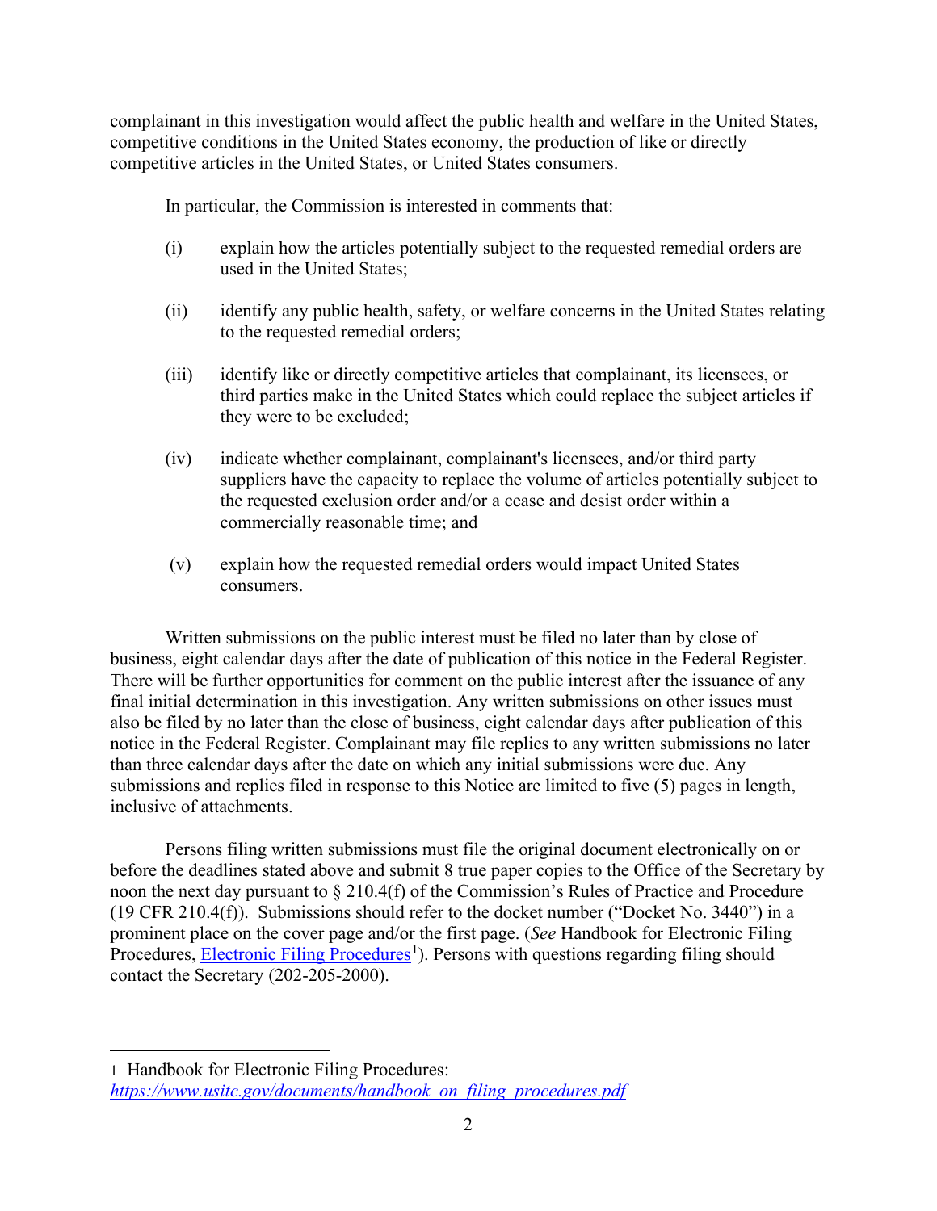complainant in this investigation would affect the public health and welfare in the United States, competitive conditions in the United States economy, the production of like or directly competitive articles in the United States, or United States consumers.

In particular, the Commission is interested in comments that:

(i) explain how the articles potentially subject to the requested remedial orders are used in the United States;

(ii) identify any public health, safety, or welfare concerns in the United States relating to the requested remedial orders;

(iii) identify like or directly competitive articles that complainant, its licensees, or third parties make in the United States which could replace the subject articles if they were to be excluded;

(iv) indicate whether complainant, complainant's licensees, and/or third party suppliers have the capacity to replace the volume of articles potentially subject to the requested exclusion order and/or a cease and desist order within a commercially reasonable time; and

(v) explain how the requested remedial orders would impact United States consumers.

Written submissions on the public interest must be filed no later than by close of business, eight calendar days after the date of publication of this notice in the Federal Register. There will be further opportunities for comment on the public interest after the issuance of any final initial determination in this investigation. Any written submissions on other issues must also be filed by no later than the close of business, eight calendar days after publication of this notice in the Federal Register. Complainant may file replies to any written submissions no later than three calendar days after the date on which any initial submissions were due. Any submissions and replies filed in response to this Notice are limited to five (5) pages in length, inclusive of attachments.

Persons filing written submissions must file the original document electronically on or before the deadlines stated above and submit 8 true paper copies to the Office of the Secretary by noon the next day pursuant to § 210.4(f) of the Commission's Rules of Practice and Procedure (19 CFR 210.4(f)). Submissions should refer to the docket number ("Docket No. 3440") in a prominent place on the cover page and/or the first page. (*See* Handbook for Electronic Filing Procedures, Electronic Filing Procedures[1]). Persons with questions regarding filing should contact the Secretary (202-205-2000).

---

1 Handbook for Electronic Filing Procedures: *https://www.usitc.gov/documents/handbook_on_filing_procedures.pdf*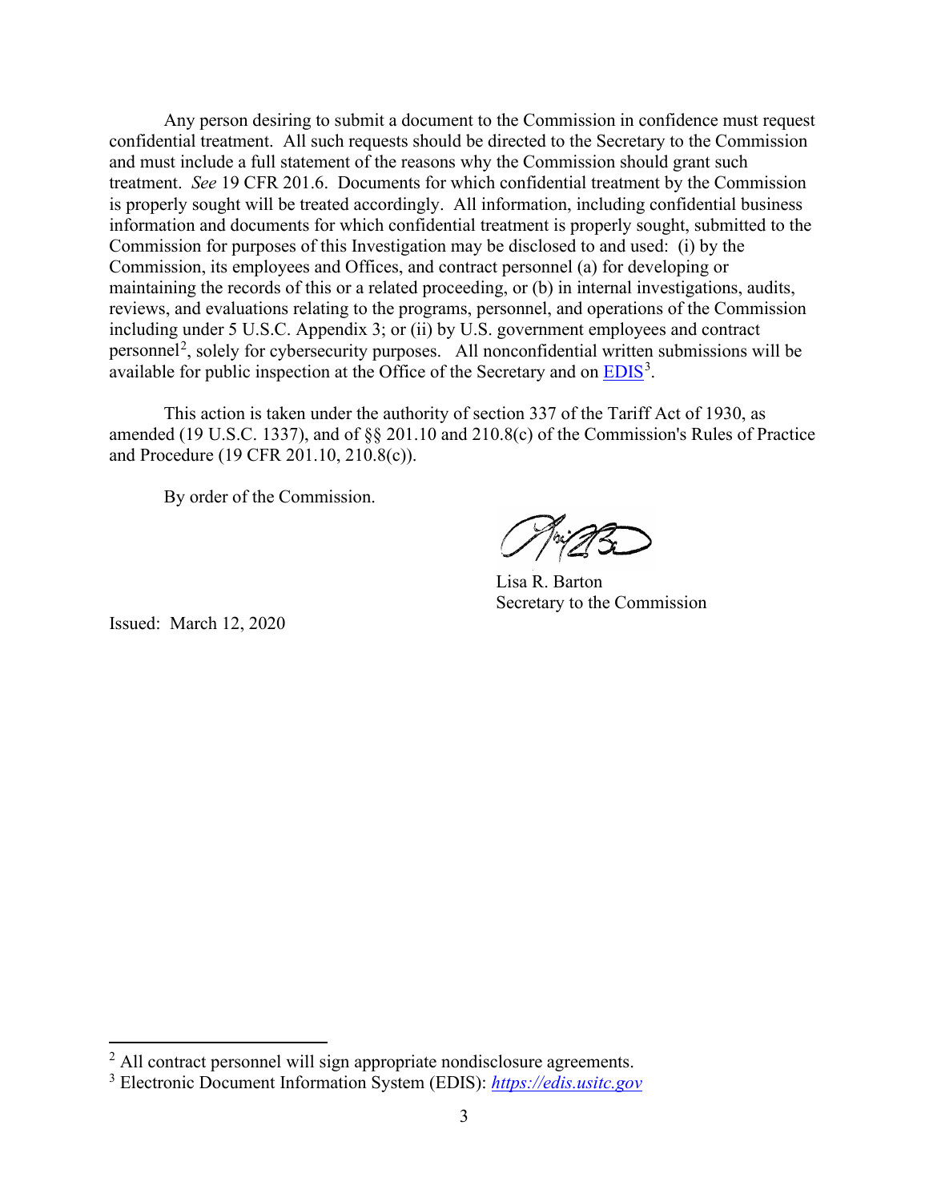Any person desiring to submit a document to the Commission in confidence must request confidential treatment. All such requests should be directed to the Secretary to the Commission and must include a full statement of the reasons why the Commission should grant such treatment. *See* 19 CFR 201.6. Documents for which confidential treatment by the Commission is properly sought will be treated accordingly. All information, including confidential business information and documents for which confidential treatment is properly sought, submitted to the Commission for purposes of this Investigation may be disclosed to and used: (i) by the Commission, its employees and Offices, and contract personnel (a) for developing or maintaining the records of this or a related proceeding, or (b) in internal investigations, audits, reviews, and evaluations relating to the programs, personnel, and operations of the Commission including under 5 U.S.C. Appendix 3; or (ii) by U.S. government employees and contract personnel[2], solely for cybersecurity purposes. All nonconfidential written submissions will be available for public inspection at the Office of the Secretary and on EDIS[3].

This action is taken under the authority of section 337 of the Tariff Act of 1930, as amended (19 U.S.C. 1337), and of §§ 201.10 and 210.8(c) of the Commission's Rules of Practice and Procedure (19 CFR 201.10, 210.8(c)).

By order of the Commission.

Lisa R. Barton
Secretary to the Commission

Issued: March 12, 2020

---

[2] All contract personnel will sign appropriate nondisclosure agreements.

[3] Electronic Document Information System (EDIS): *https://edis.usitc.gov*